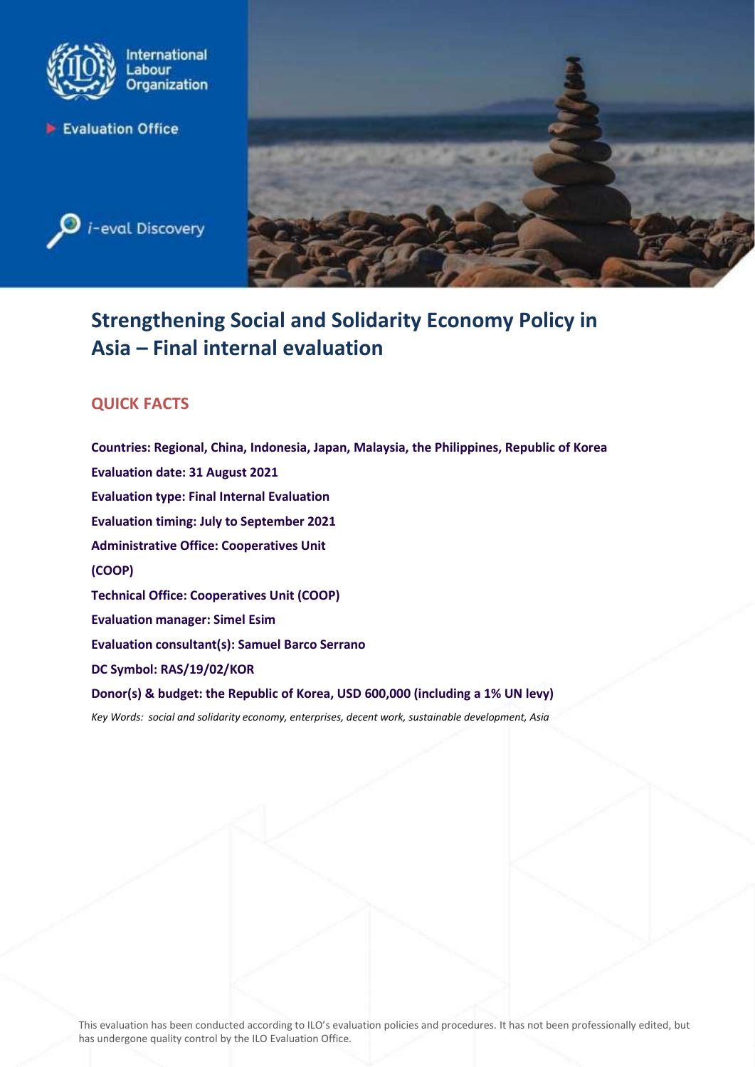International Labour Organization

Evaluation Office

i-eval Discovery

# Strengthening Social and Solidarity Economy Policy in Asia – Final internal evaluation

## QUICK FACTS

**Countries: Regional, China, Indonesia, Japan, Malaysia, the Philippines, Republic of Korea**

**Evaluation date: 31 August 2021**

**Evaluation type: Final Internal Evaluation**

**Evaluation timing: July to September 2021**

**Administrative Office: Cooperatives Unit (COOP)**

**Technical Office: Cooperatives Unit (COOP)**

**Evaluation manager: Simel Esim**

**Evaluation consultant(s): Samuel Barco Serrano**

**DC Symbol: RAS/19/02/KOR**

**Donor(s) & budget: the Republic of Korea, USD 600,000 (including a 1% UN levy)**

*Key Words: social and solidarity economy, enterprises, decent work, sustainable development, Asia*

This evaluation has been conducted according to ILO's evaluation policies and procedures. It has not been professionally edited, but has undergone quality control by the ILO Evaluation Office.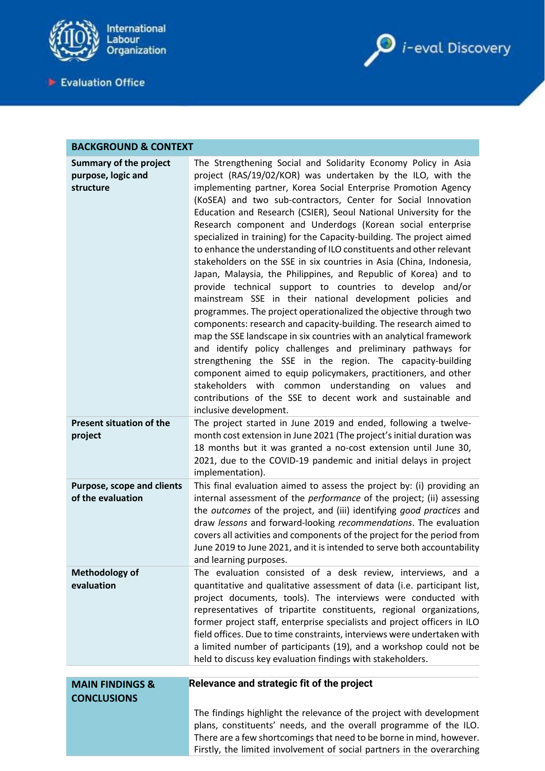International Labour Organization

Evaluation Office

i-eval Discovery

| BACKGROUND & CONTEXT | |
|---|---|
| **Summary of the project purpose, logic and structure** | The Strengthening Social and Solidarity Economy Policy in Asia project (RAS/19/02/KOR) was undertaken by the ILO, with the implementing partner, Korea Social Enterprise Promotion Agency (KoSEA) and two sub-contractors, Center for Social Innovation Education and Research (CSIER), Seoul National University for the Research component and Underdogs (Korean social enterprise specialized in training) for the Capacity-building. The project aimed to enhance the understanding of ILO constituents and other relevant stakeholders on the SSE in six countries in Asia (China, Indonesia, Japan, Malaysia, the Philippines, and Republic of Korea) and to provide technical support to countries to develop and/or mainstream SSE in their national development policies and programmes. The project operationalized the objective through two components: research and capacity-building. The research aimed to map the SSE landscape in six countries with an analytical framework and identify policy challenges and preliminary pathway for strengthening the SSE in the region. The capacity-building component aimed to equip policymakers, practitioners, and other stakeholders with common understanding on values and contributions of the SSE to decent work and sustainable and inclusive development. |
| **Present situation of the project** | The project started in June 2019 and ended, following a twelve-month cost extension in June 2021 (The project's initial duration was 18 months but it was granted a no-cost extension until June 30, 2021, due to the COVID-19 pandemic and initial delays in project implementation). |
| **Purpose, scope and clients of the evaluation** | This final evaluation aimed to assess the project by: (i) providing an internal assessment of the *performance* of the project; (ii) assessing the *outcomes* of the project, and (iii) identifying *good practices* and draw *lessons* and forward-looking *recommendations*. The evaluation covers all activities and components of the project for the period from June 2019 to June 2021, and it is intended to serve both accountability and learning purposes. |
| **Methodology of evaluation** | The evaluation consisted of a desk review, interviews, and a quantitative and qualitative assessment of data (i.e. participant list, project documents, tools). The interviews were conducted with representatives of tripartite constituents, regional organizations, former project staff, enterprise specialists and project officers in ILO field offices. Due to time constraints, interviews were undertaken with a limited number of participants (19), and a workshop could not be held to discuss key evaluation findings with stakeholders. |

| MAIN FINDINGS & CONCLUSIONS | **Relevance and strategic fit of the project** |
|---|---|
| | The findings highlight the relevance of the project with development plans, constituents' needs, and the overall programme of the ILO. There are a few shortcomings that need to be borne in mind, however. Firstly, the limited involvement of social partners in the overarching |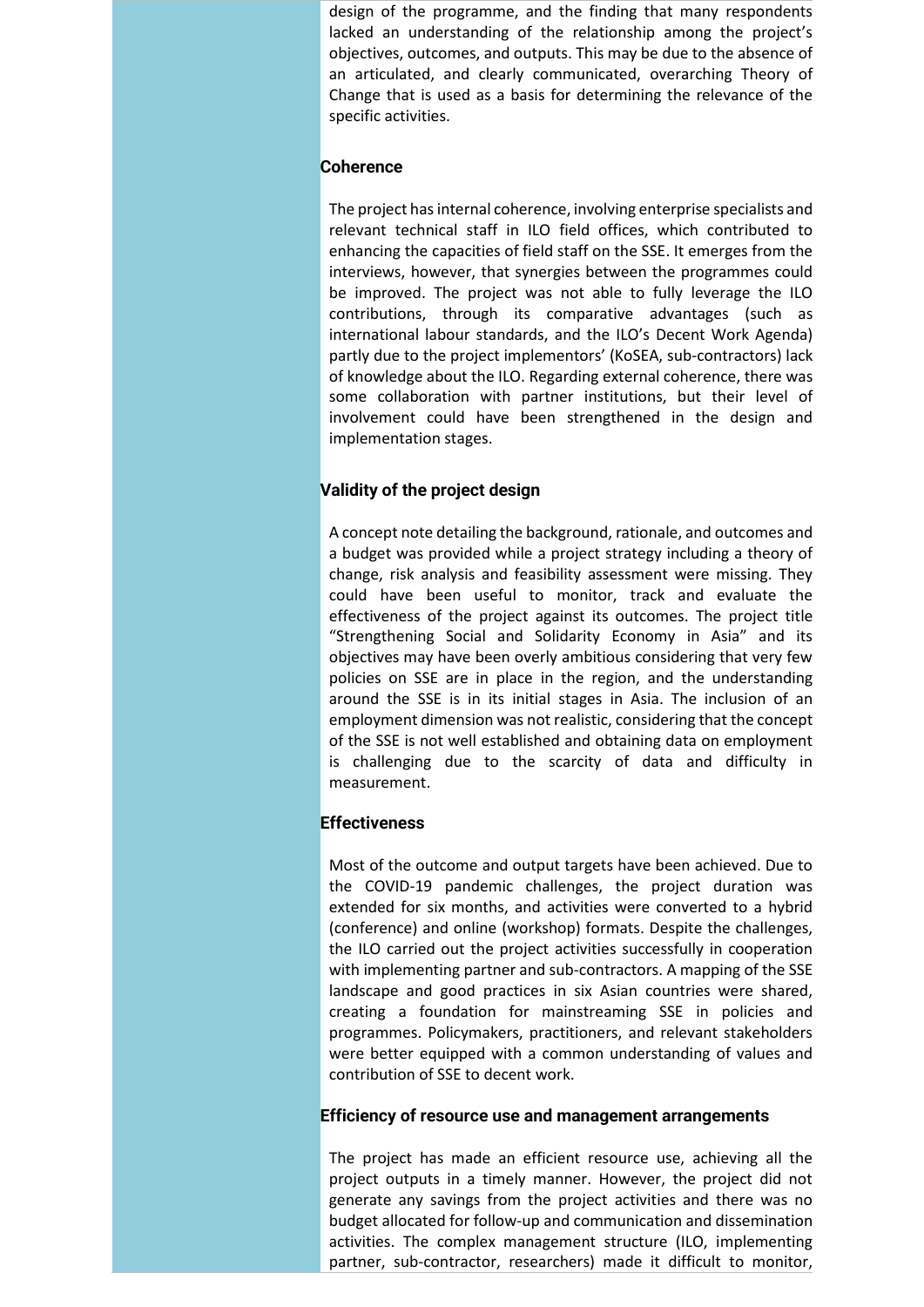design of the programme, and the finding that many respondents lacked an understanding of the relationship among the project's objectives, outcomes, and outputs. This may be due to the absence of an articulated, and clearly communicated, overarching Theory of Change that is used as a basis for determining the relevance of the specific activities.

### Coherence

The project has internal coherence, involving enterprise specialists and relevant technical staff in ILO field offices, which contributed to enhancing the capacities of field staff on the SSE. It emerges from the interviews, however, that synergies between the programmes could be improved. The project was not able to fully leverage the ILO contributions, through its comparative advantages (such as international labour standards, and the ILO's Decent Work Agenda) partly due to the project implementors' (KoSEA, sub-contractors) lack of knowledge about the ILO. Regarding external coherence, there was some collaboration with partner institutions, but their level of involvement could have been strengthened in the design and implementation stages.

### Validity of the project design

A concept note detailing the background, rationale, and outcomes and a budget was provided while a project strategy including a theory of change, risk analysis and feasibility assessment were missing. They could have been useful to monitor, track and evaluate the effectiveness of the project against its outcomes. The project title "Strengthening Social and Solidarity Economy in Asia" and its objectives may have been overly ambitious considering that very few policies on SSE are in place in the region, and the understanding around the SSE is in its initial stages in Asia. The inclusion of an employment dimension was not realistic, considering that the concept of the SSE is not well established and obtaining data on employment is challenging due to the scarcity of data and difficulty in measurement.

### Effectiveness

Most of the outcome and output targets have been achieved. Due to the COVID-19 pandemic challenges, the project duration was extended for six months, and activities were converted to a hybrid (conference) and online (workshop) formats. Despite the challenges, the ILO carried out the project activities successfully in cooperation with implementing partner and sub-contractors. A mapping of the SSE landscape and good practices in six Asian countries were shared, creating a foundation for mainstreaming SSE in policies and programmes. Policymakers, practitioners, and relevant stakeholders were better equipped with a common understanding of values and contribution of SSE to decent work.

### Efficiency of resource use and management arrangements

The project has made an efficient resource use, achieving all the project outputs in a timely manner. However, the project did not generate any savings from the project activities and there was no budget allocated for follow-up and communication and dissemination activities. The complex management structure (ILO, implementing partner, sub-contractor, researchers) made it difficult to monitor,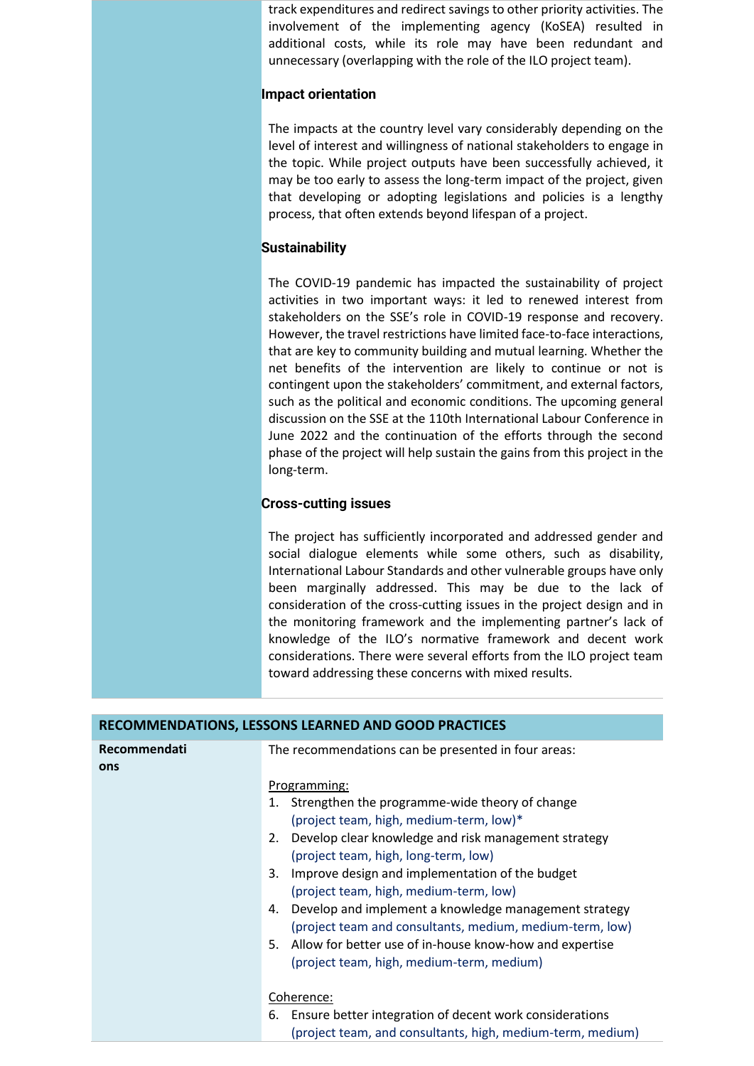track expenditures and redirect savings to other priority activities. The involvement of the implementing agency (KoSEA) resulted in additional costs, while its role may have been redundant and unnecessary (overlapping with the role of the ILO project team).

**Impact orientation**

The impacts at the country level vary considerably depending on the level of interest and willingness of national stakeholders to engage in the topic. While project outputs have been successfully achieved, it may be too early to assess the long-term impact of the project, given that developing or adopting legislations and policies is a lengthy process, that often extends beyond lifespan of a project.

**Sustainability**

The COVID-19 pandemic has impacted the sustainability of project activities in two important ways: it led to renewed interest from stakeholders on the SSE's role in COVID-19 response and recovery. However, the travel restrictions have limited face-to-face interactions, that are key to community building and mutual learning. Whether the net benefits of the intervention are likely to continue or not is contingent upon the stakeholders' commitment, and external factors, such as the political and economic conditions. The upcoming general discussion on the SSE at the 110th International Labour Conference in June 2022 and the continuation of the efforts through the second phase of the project will help sustain the gains from this project in the long-term.

**Cross-cutting issues**

The project has sufficiently incorporated and addressed gender and social dialogue elements while some others, such as disability, International Labour Standards and other vulnerable groups have only been marginally addressed. This may be due to the lack of consideration of the cross-cutting issues in the project design and in the monitoring framework and the implementing partner's lack of knowledge of the ILO's normative framework and decent work considerations. There were several efforts from the ILO project team toward addressing these concerns with mixed results.

## RECOMMENDATIONS, LESSONS LEARNED AND GOOD PRACTICES

**Recommendations**

The recommendations can be presented in four areas:

Programming:

1. Strengthen the programme-wide theory of change
   (project team, high, medium-term, low)*
2. Develop clear knowledge and risk management strategy
   (project team, high, long-term, low)
3. Improve design and implementation of the budget
   (project team, high, medium-term, low)
4. Develop and implement a knowledge management strategy
   (project team and consultants, medium, medium-term, low)
5. Allow for better use of in-house know-how and expertise
   (project team, high, medium-term, medium)

Coherence:

6. Ensure better integration of decent work considerations
   (project team, and consultants, high, medium-term, medium)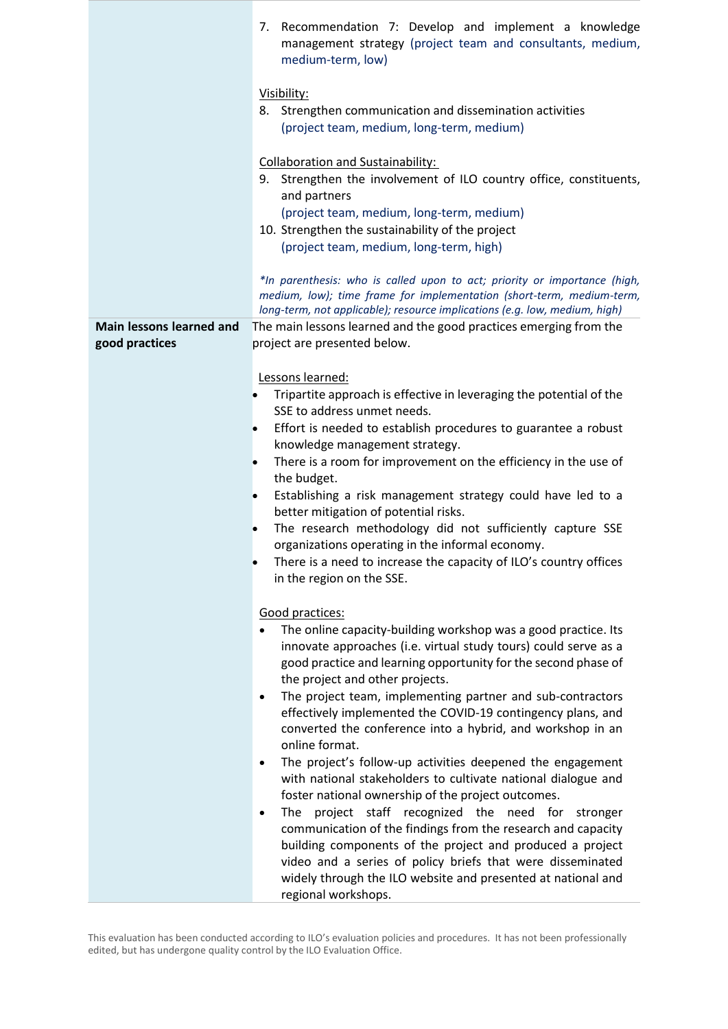| | |
|---|---|
| | 7. Recommendation 7: Develop and implement a knowledge management strategy (project team and consultants, medium, medium-term, low)<br><br><u>Visibility:</u><br>8. Strengthen communication and dissemination activities (project team, medium, long-term, medium)<br><br><u>Collaboration and Sustainability:</u><br>9. Strengthen the involvement of ILO country office, constituents, and partners (project team, medium, long-term, medium)<br>10. Strengthen the sustainability of the project (project team, medium, long-term, high)<br><br>*\*In parenthesis: who is called upon to act; priority or importance (high, medium, low); time frame for implementation (short-term, medium-term, long-term, not applicable); resource implications (e.g. low, medium, high)* |
| **Main lessons learned and good practices** | The main lessons learned and the good practices emerging from the project are presented below.<br><br><u>Lessons learned:</u><br>• Tripartite approach is effective in leveraging the potential of the SSE to address unmet needs.<br>• Effort is needed to establish procedures to guarantee a robust knowledge management strategy.<br>• There is a room for improvement on the efficiency in the use of the budget.<br>• Establishing a risk management strategy could have led to a better mitigation of potential risks.<br>• The research methodology did not sufficiently capture SSE organizations operating in the informal economy.<br>• There is a need to increase the capacity of ILO's country offices in the region on the SSE.<br><br><u>Good practices:</u><br>• The online capacity-building workshop was a good practice. Its innovate approaches (i.e. virtual study tours) could serve as a good practice and learning opportunity for the second phase of the project and other projects.<br>• The project team, implementing partner and sub-contractors effectively implemented the COVID-19 contingency plans, and converted the conference into a hybrid, and workshop in an online format.<br>• The project's follow-up activities deepened the engagement with national stakeholders to cultivate national dialogue and foster national ownership of the project outcomes.<br>• The project staff recognized the need for stronger communication of the findings from the research and capacity building components of the project and produced a project video and a series of policy briefs that were disseminated widely through the ILO website and presented at national and regional workshops. |

This evaluation has been conducted according to ILO's evaluation policies and procedures. It has not been professionally edited, but has undergone quality control by the ILO Evaluation Office.